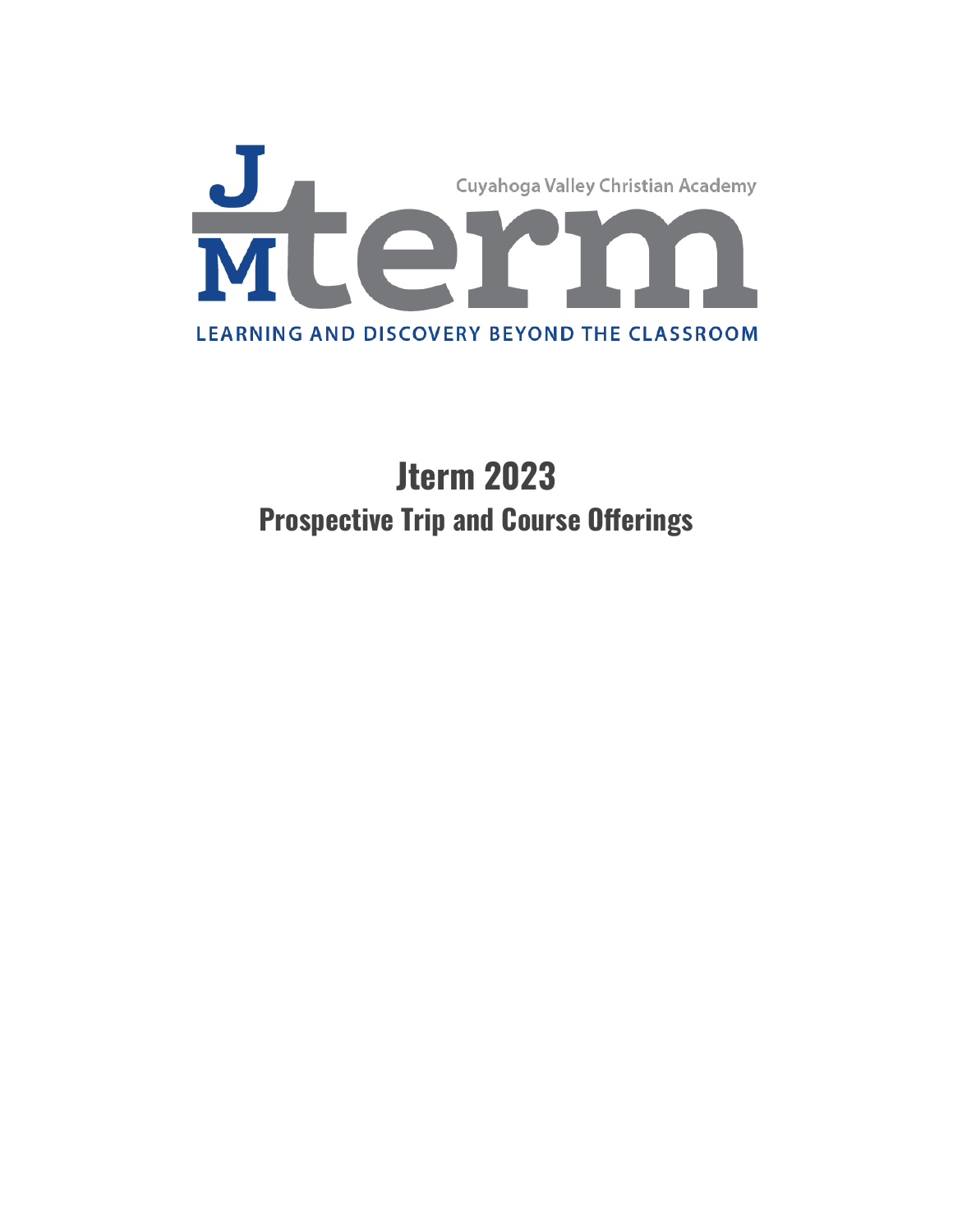Cuyahoga Valley Christian Academy

J M term

LEARNING AND DISCOVERY BEYOND THE CLASSROOM

# Jterm 2023

## Prospective Trip and Course Offerings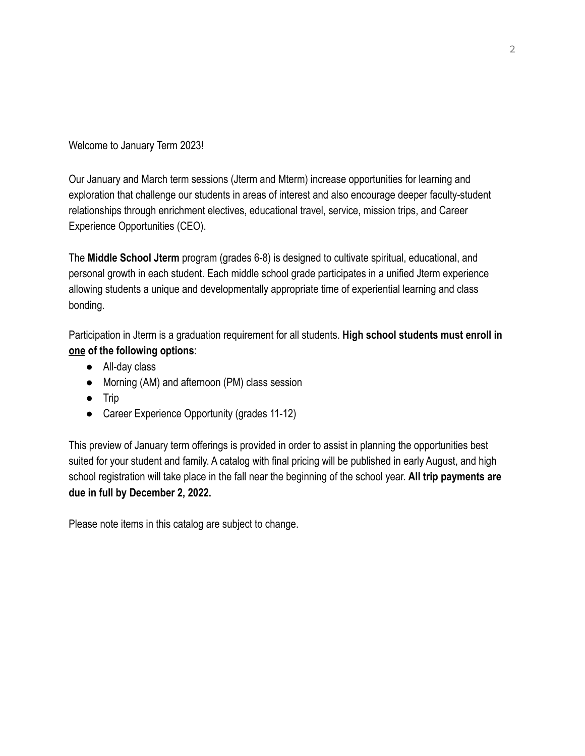Welcome to January Term 2023!

Our January and March term sessions (Jterm and Mterm) increase opportunities for learning and exploration that challenge our students in areas of interest and also encourage deeper faculty-student relationships through enrichment electives, educational travel, service, mission trips, and Career Experience Opportunities (CEO).

The **Middle School Jterm** program (grades 6-8) is designed to cultivate spiritual, educational, and personal growth in each student. Each middle school grade participates in a unified Jterm experience allowing students a unique and developmentally appropriate time of experiential learning and class bonding.

Participation in Jterm is a graduation requirement for all students. **High school students must enroll in <u>one</u> of the following options**:

- All-day class
- Morning (AM) and afternoon (PM) class session
- Trip
- Career Experience Opportunity (grades 11-12)

This preview of January term offerings is provided in order to assist in planning the opportunities best suited for your student and family. A catalog with final pricing will be published in early August, and high school registration will take place in the fall near the beginning of the school year. **All trip payments are due in full by December 2, 2022.**

Please note items in this catalog are subject to change.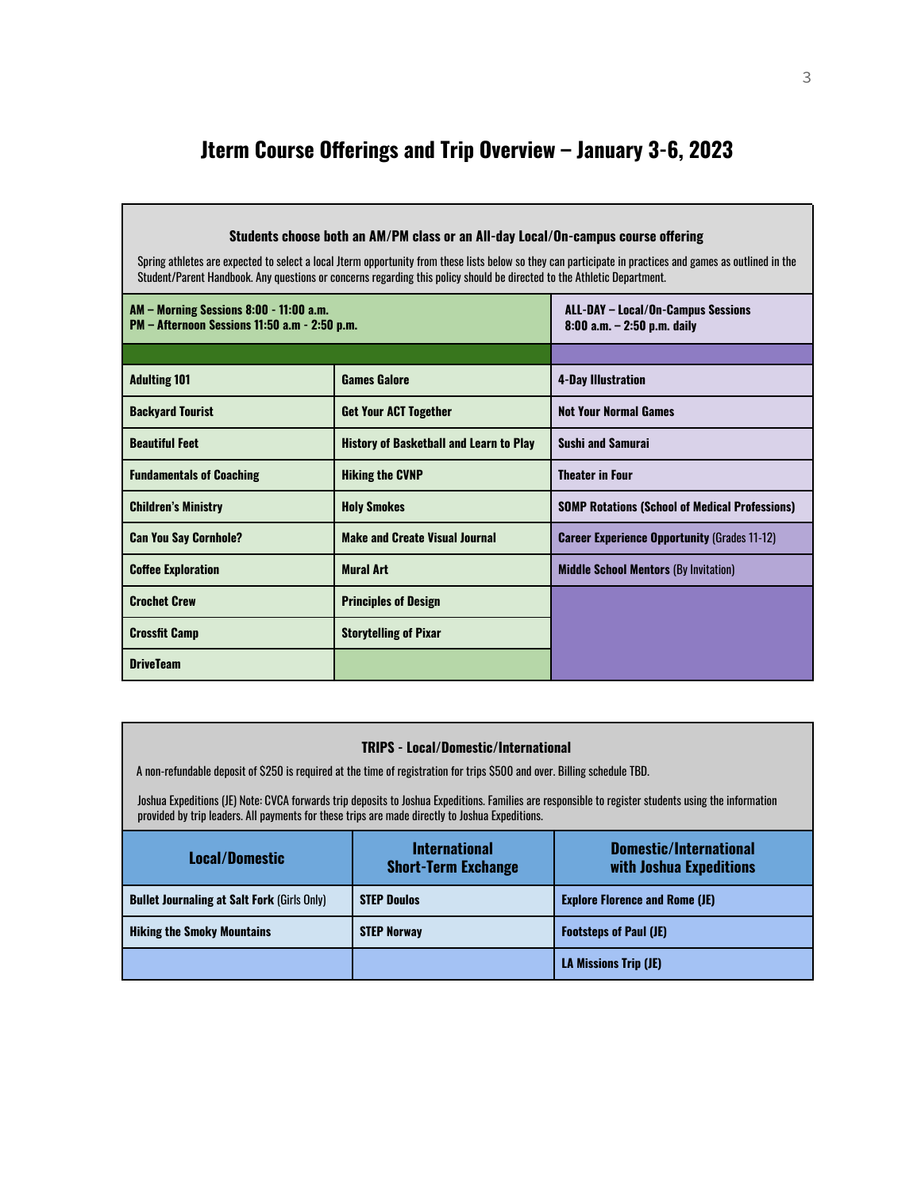# Jterm Course Offerings and Trip Overview – January 3-6, 2023

**Students choose both an AM/PM class or an All-day Local/On-campus course offering**

Spring athletes are expected to select a local Jterm opportunity from these lists below so they can participate in practices and games as outlined in the Student/Parent Handbook. Any questions or concerns regarding this policy should be directed to the Athletic Department.

| AM – Morning Sessions 8:00 - 11:00 a.m.<br>PM – Afternoon Sessions 11:50 a.m - 2:50 p.m. | | ALL-DAY – Local/On-Campus Sessions<br>8:00 a.m. – 2:50 p.m. daily |
|---|---|---|
| **Adulting 101** | **Games Galore** | **4-Day Illustration** |
| **Backyard Tourist** | **Get Your ACT Together** | **Not Your Normal Games** |
| **Beautiful Feet** | **History of Basketball and Learn to Play** | **Sushi and Samurai** |
| **Fundamentals of Coaching** | **Hiking the CVNP** | **Theater in Four** |
| **Children's Ministry** | **Holy Smokes** | **SOMP Rotations (School of Medical Professions)** |
| **Can You Say Cornhole?** | **Make and Create Visual Journal** | **Career Experience Opportunity** (Grades 11-12) |
| **Coffee Exploration** | **Mural Art** | **Middle School Mentors** (By Invitation) |
| **Crochet Crew** | **Principles of Design** | |
| **Crossfit Camp** | **Storytelling of Pixar** | |
| **DriveTeam** | | |

**TRIPS - Local/Domestic/International**

A non-refundable deposit of $250 is required at the time of registration for trips $500 and over. Billing schedule TBD.

Joshua Expeditions (JE) Note: CVCA forwards trip deposits to Joshua Expeditions. Families are responsible to register students using the information provided by trip leaders. All payments for these trips are made directly to Joshua Expeditions.

| Local/Domestic | International Short-Term Exchange | Domestic/International with Joshua Expeditions |
|---|---|---|
| **Bullet Journaling at Salt Fork** (Girls Only) | **STEP Doulos** | **Explore Florence and Rome (JE)** |
| **Hiking the Smoky Mountains** | **STEP Norway** | **Footsteps of Paul (JE)** |
| | | **LA Missions Trip (JE)** |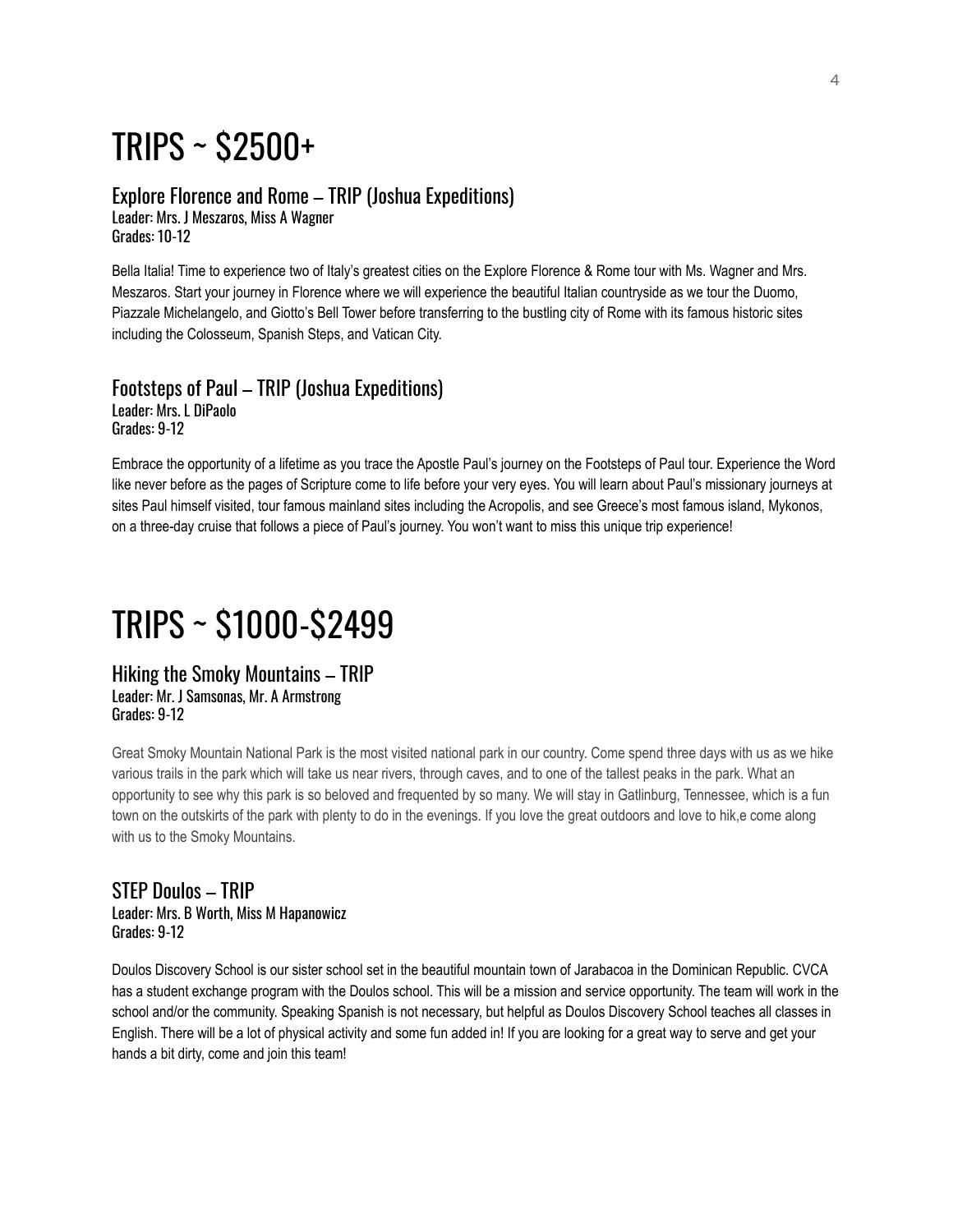# TRIPS ~ $2500+

## Explore Florence and Rome – TRIP (Joshua Expeditions)

Leader: Mrs. J Meszaros, Miss A Wagner
Grades: 10-12

Bella Italia! Time to experience two of Italy's greatest cities on the Explore Florence & Rome tour with Ms. Wagner and Mrs. Meszaros. Start your journey in Florence where we will experience the beautiful Italian countryside as we tour the Duomo, Piazzale Michelangelo, and Giotto's Bell Tower before transferring to the bustling city of Rome with its famous historic sites including the Colosseum, Spanish Steps, and Vatican City.

## Footsteps of Paul – TRIP (Joshua Expeditions)

Leader: Mrs. L DiPaolo
Grades: 9-12

Embrace the opportunity of a lifetime as you trace the Apostle Paul's journey on the Footsteps of Paul tour. Experience the Word like never before as the pages of Scripture come to life before your very eyes. You will learn about Paul's missionary journeys at sites Paul himself visited, tour famous mainland sites including the Acropolis, and see Greece's most famous island, Mykonos, on a three-day cruise that follows a piece of Paul's journey. You won't want to miss this unique trip experience!

# TRIPS ~ $1000-$2499

## Hiking the Smoky Mountains – TRIP

Leader: Mr. J Samsonas, Mr. A Armstrong
Grades: 9-12

Great Smoky Mountain National Park is the most visited national park in our country. Come spend three days with us as we hike various trails in the park which will take us near rivers, through caves, and to one of the tallest peaks in the park. What an opportunity to see why this park is so beloved and frequented by so many. We will stay in Gatlinburg, Tennessee, which is a fun town on the outskirts of the park with plenty to do in the evenings. If you love the great outdoors and love to hik,e come along with us to the Smoky Mountains.

## STEP Doulos – TRIP

Leader: Mrs. B Worth, Miss M Hapanowicz
Grades: 9-12

Doulos Discovery School is our sister school set in the beautiful mountain town of Jarabacoa in the Dominican Republic. CVCA has a student exchange program with the Doulos school. This will be a mission and service opportunity. The team will work in the school and/or the community. Speaking Spanish is not necessary, but helpful as Doulos Discovery School teaches all classes in English. There will be a lot of physical activity and some fun added in! If you are looking for a great way to serve and get your hands a bit dirty, come and join this team!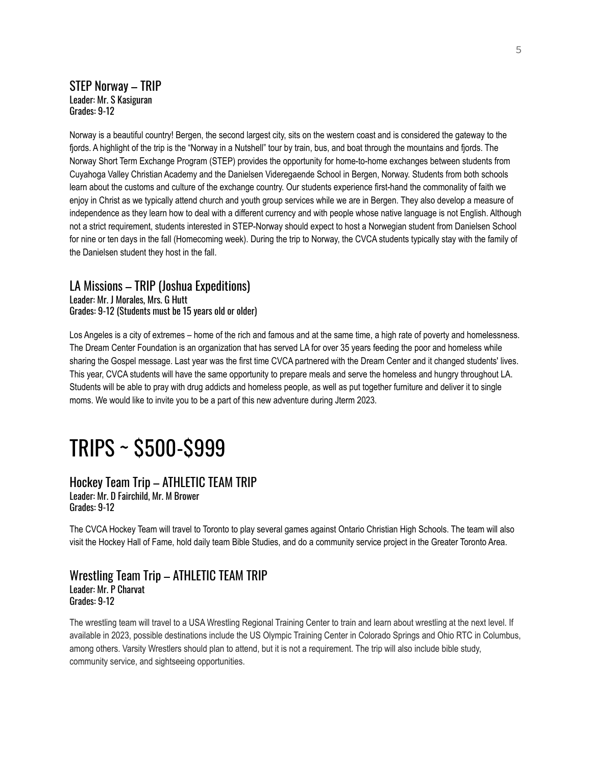## STEP Norway – TRIP

Leader: Mr. S Kasiguran
Grades: 9-12

Norway is a beautiful country! Bergen, the second largest city, sits on the western coast and is considered the gateway to the fjords. A highlight of the trip is the "Norway in a Nutshell" tour by train, bus, and boat through the mountains and fjords. The Norway Short Term Exchange Program (STEP) provides the opportunity for home-to-home exchanges between students from Cuyahoga Valley Christian Academy and the Danielsen Videregaende School in Bergen, Norway. Students from both schools learn about the customs and culture of the exchange country. Our students experience first-hand the commonality of faith we enjoy in Christ as we typically attend church and youth group services while we are in Bergen. They also develop a measure of independence as they learn how to deal with a different currency and with people whose native language is not English. Although not a strict requirement, students interested in STEP-Norway should expect to host a Norwegian student from Danielsen School for nine or ten days in the fall (Homecoming week). During the trip to Norway, the CVCA students typically stay with the family of the Danielsen student they host in the fall.

## LA Missions – TRIP (Joshua Expeditions)

Leader: Mr. J Morales, Mrs. G Hutt
Grades: 9-12 (Students must be 15 years old or older)

Los Angeles is a city of extremes – home of the rich and famous and at the same time, a high rate of poverty and homelessness. The Dream Center Foundation is an organization that has served LA for over 35 years feeding the poor and homeless while sharing the Gospel message. Last year was the first time CVCA partnered with the Dream Center and it changed students' lives. This year, CVCA students will have the same opportunity to prepare meals and serve the homeless and hungry throughout LA. Students will be able to pray with drug addicts and homeless people, as well as put together furniture and deliver it to single moms. We would like to invite you to be a part of this new adventure during Jterm 2023.

# TRIPS ~ $500-$999

## Hockey Team Trip – ATHLETIC TEAM TRIP

Leader: Mr. D Fairchild, Mr. M Brower
Grades: 9-12

The CVCA Hockey Team will travel to Toronto to play several games against Ontario Christian High Schools. The team will also visit the Hockey Hall of Fame, hold daily team Bible Studies, and do a community service project in the Greater Toronto Area.

## Wrestling Team Trip – ATHLETIC TEAM TRIP

Leader: Mr. P Charvat
Grades: 9-12

The wrestling team will travel to a USA Wrestling Regional Training Center to train and learn about wrestling at the next level. If available in 2023, possible destinations include the US Olympic Training Center in Colorado Springs and Ohio RTC in Columbus, among others. Varsity Wrestlers should plan to attend, but it is not a requirement. The trip will also include bible study, community service, and sightseeing opportunities.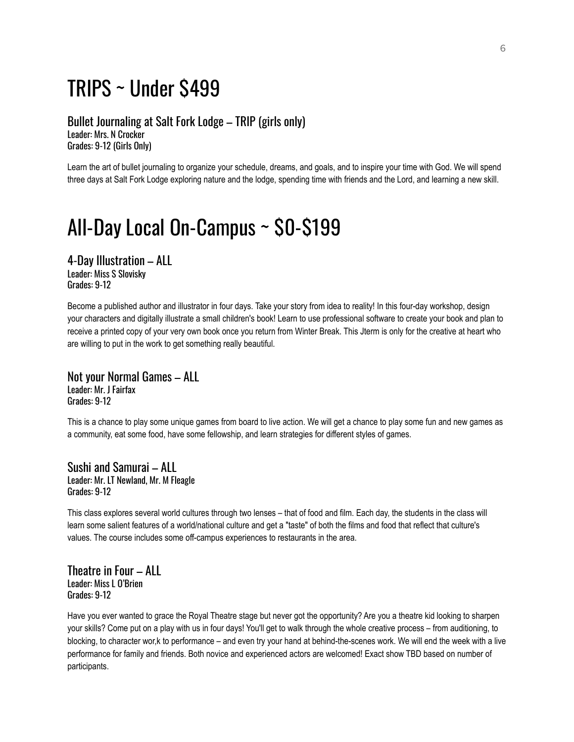# TRIPS ~ Under $499

## Bullet Journaling at Salt Fork Lodge – TRIP (girls only)

Leader: Mrs. N Crocker
Grades: 9-12 (Girls Only)

Learn the art of bullet journaling to organize your schedule, dreams, and goals, and to inspire your time with God. We will spend three days at Salt Fork Lodge exploring nature and the lodge, spending time with friends and the Lord, and learning a new skill.

# All-Day Local On-Campus ~ $0-$199

## 4-Day Illustration – ALL

Leader: Miss S Slovisky
Grades: 9-12

Become a published author and illustrator in four days. Take your story from idea to reality! In this four-day workshop, design your characters and digitally illustrate a small children's book! Learn to use professional software to create your book and plan to receive a printed copy of your very own book once you return from Winter Break. This Jterm is only for the creative at heart who are willing to put in the work to get something really beautiful.

## Not your Normal Games – ALL

Leader: Mr. J Fairfax
Grades: 9-12

This is a chance to play some unique games from board to live action. We will get a chance to play some fun and new games as a community, eat some food, have some fellowship, and learn strategies for different styles of games.

## Sushi and Samurai – ALL

Leader: Mr. LT Newland, Mr. M Fleagle
Grades: 9-12

This class explores several world cultures through two lenses – that of food and film. Each day, the students in the class will learn some salient features of a world/national culture and get a "taste" of both the films and food that reflect that culture's values. The course includes some off-campus experiences to restaurants in the area.

## Theatre in Four – ALL

Leader: Miss L O'Brien
Grades: 9-12

Have you ever wanted to grace the Royal Theatre stage but never got the opportunity? Are you a theatre kid looking to sharpen your skills? Come put on a play with us in four days! You'll get to walk through the whole creative process – from auditioning, to blocking, to character wor,k to performance – and even try your hand at behind-the-scenes work. We will end the week with a live performance for family and friends. Both novice and experienced actors are welcomed! Exact show TBD based on number of participants.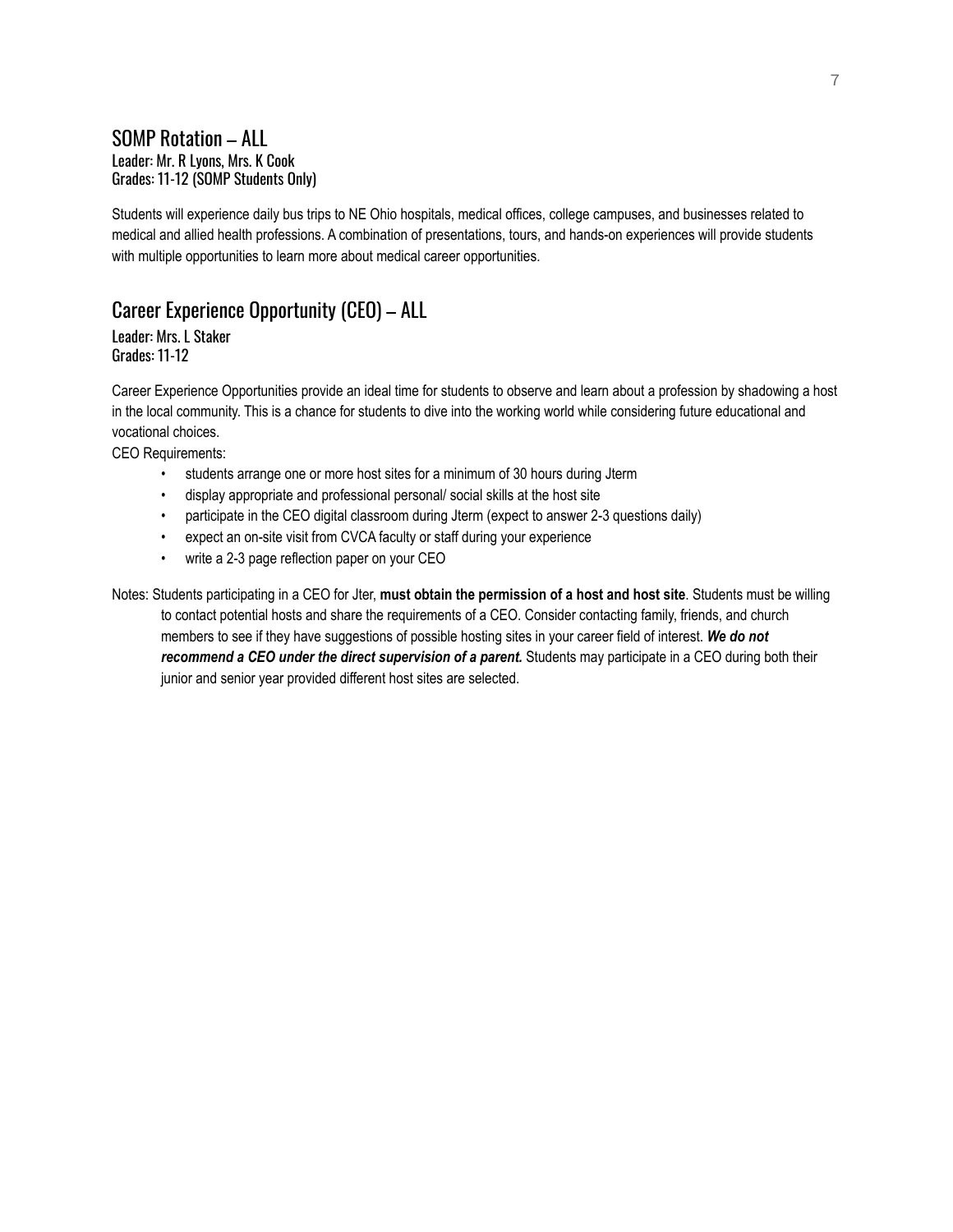## SOMP Rotation – ALL

Leader: Mr. R Lyons, Mrs. K Cook
Grades: 11-12 (SOMP Students Only)

Students will experience daily bus trips to NE Ohio hospitals, medical offices, college campuses, and businesses related to medical and allied health professions. A combination of presentations, tours, and hands-on experiences will provide students with multiple opportunities to learn more about medical career opportunities.

## Career Experience Opportunity (CEO) – ALL

Leader: Mrs. L Staker
Grades: 11-12

Career Experience Opportunities provide an ideal time for students to observe and learn about a profession by shadowing a host in the local community. This is a chance for students to dive into the working world while considering future educational and vocational choices.

CEO Requirements:

- students arrange one or more host sites for a minimum of 30 hours during Jterm
- display appropriate and professional personal/ social skills at the host site
- participate in the CEO digital classroom during Jterm (expect to answer 2-3 questions daily)
- expect an on-site visit from CVCA faculty or staff during your experience
- write a 2-3 page reflection paper on your CEO

Notes: Students participating in a CEO for Jter, **must obtain the permission of a host and host site**. Students must be willing to contact potential hosts and share the requirements of a CEO. Consider contacting family, friends, and church members to see if they have suggestions of possible hosting sites in your career field of interest. ***We do not recommend a CEO under the direct supervision of a parent.*** Students may participate in a CEO during both their junior and senior year provided different host sites are selected.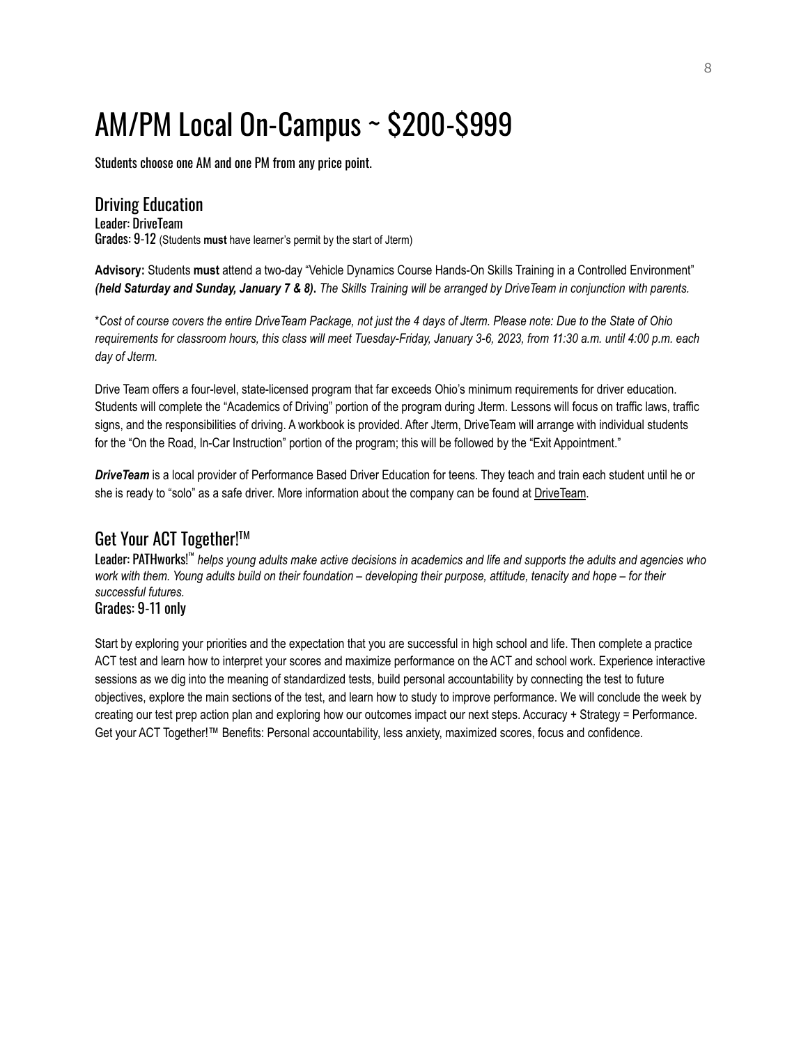# AM/PM Local On-Campus ~ $200-$999

Students choose one AM and one PM from any price point.

## Driving Education

Leader: DriveTeam
Grades: 9-12 (Students **must** have learner's permit by the start of Jterm)

**Advisory:** Students **must** attend a two-day "Vehicle Dynamics Course Hands-On Skills Training in a Controlled Environment" ***(held Saturday and Sunday, January 7 & 8).*** *The Skills Training will be arranged by DriveTeam in conjunction with parents.*

\**Cost of course covers the entire DriveTeam Package, not just the 4 days of Jterm. Please note: Due to the State of Ohio requirements for classroom hours, this class will meet Tuesday-Friday, January 3-6, 2023, from 11:30 a.m. until 4:00 p.m. each day of Jterm.*

Drive Team offers a four-level, state-licensed program that far exceeds Ohio's minimum requirements for driver education. Students will complete the "Academics of Driving" portion of the program during Jterm. Lessons will focus on traffic laws, traffic signs, and the responsibilities of driving. A workbook is provided. After Jterm, DriveTeam will arrange with individual students for the "On the Road, In-Car Instruction" portion of the program; this will be followed by the "Exit Appointment."

***DriveTeam*** is a local provider of Performance Based Driver Education for teens. They teach and train each student until he or she is ready to "solo" as a safe driver. More information about the company can be found at DriveTeam.

## Get Your ACT Together!™

Leader: PATHworks!™ *helps young adults make active decisions in academics and life and supports the adults and agencies who work with them. Young adults build on their foundation – developing their purpose, attitude, tenacity and hope – for their successful futures.*
Grades: 9-11 only

Start by exploring your priorities and the expectation that you are successful in high school and life. Then complete a practice ACT test and learn how to interpret your scores and maximize performance on the ACT and school work. Experience interactive sessions as we dig into the meaning of standardized tests, build personal accountability by connecting the test to future objectives, explore the main sections of the test, and learn how to study to improve performance. We will conclude the week by creating our test prep action plan and exploring how our outcomes impact our next steps. Accuracy + Strategy = Performance. Get your ACT Together!™ Benefits: Personal accountability, less anxiety, maximized scores, focus and confidence.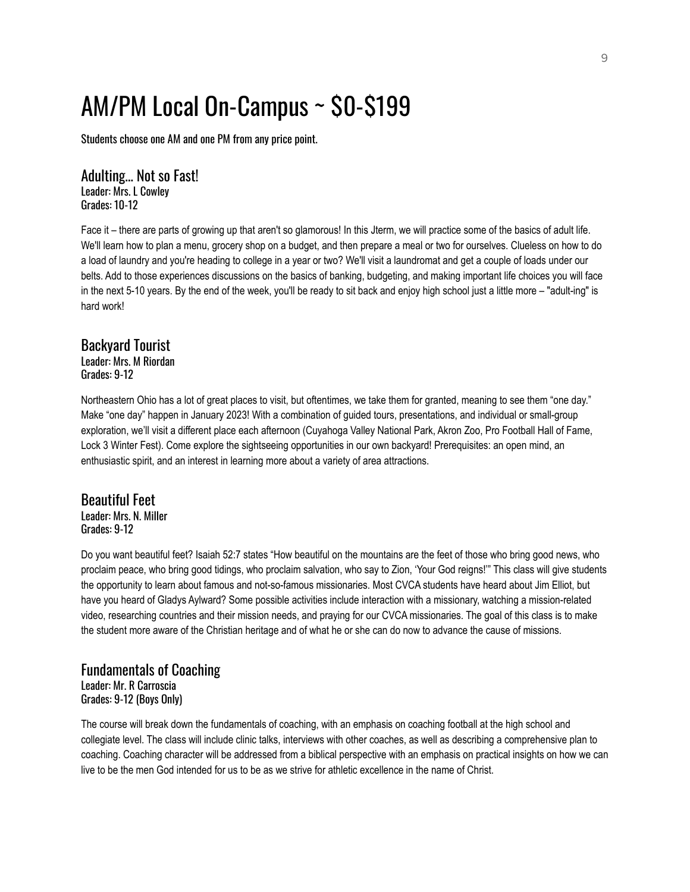# AM/PM Local On-Campus ~ $0-$199

Students choose one AM and one PM from any price point.

## Adulting... Not so Fast!

Leader: Mrs. L Cowley
Grades: 10-12

Face it – there are parts of growing up that aren't so glamorous! In this Jterm, we will practice some of the basics of adult life. We'll learn how to plan a menu, grocery shop on a budget, and then prepare a meal or two for ourselves. Clueless on how to do a load of laundry and you're heading to college in a year or two? We'll visit a laundromat and get a couple of loads under our belts. Add to those experiences discussions on the basics of banking, budgeting, and making important life choices you will face in the next 5-10 years. By the end of the week, you'll be ready to sit back and enjoy high school just a little more – "adult-ing" is hard work!

## Backyard Tourist

Leader: Mrs. M Riordan
Grades: 9-12

Northeastern Ohio has a lot of great places to visit, but oftentimes, we take them for granted, meaning to see them "one day." Make "one day" happen in January 2023! With a combination of guided tours, presentations, and individual or small-group exploration, we'll visit a different place each afternoon (Cuyahoga Valley National Park, Akron Zoo, Pro Football Hall of Fame, Lock 3 Winter Fest). Come explore the sightseeing opportunities in our own backyard! Prerequisites: an open mind, an enthusiastic spirit, and an interest in learning more about a variety of area attractions.

## Beautiful Feet

Leader: Mrs. N. Miller
Grades: 9-12

Do you want beautiful feet? Isaiah 52:7 states "How beautiful on the mountains are the feet of those who bring good news, who proclaim peace, who bring good tidings, who proclaim salvation, who say to Zion, 'Your God reigns!'" This class will give students the opportunity to learn about famous and not-so-famous missionaries. Most CVCA students have heard about Jim Elliot, but have you heard of Gladys Aylward? Some possible activities include interaction with a missionary, watching a mission-related video, researching countries and their mission needs, and praying for our CVCA missionaries. The goal of this class is to make the student more aware of the Christian heritage and of what he or she can do now to advance the cause of missions.

## Fundamentals of Coaching

Leader: Mr. R Carroscia
Grades: 9-12 (Boys Only)

The course will break down the fundamentals of coaching, with an emphasis on coaching football at the high school and collegiate level. The class will include clinic talks, interviews with other coaches, as well as describing a comprehensive plan to coaching. Coaching character will be addressed from a biblical perspective with an emphasis on practical insights on how we can live to be the men God intended for us to be as we strive for athletic excellence in the name of Christ.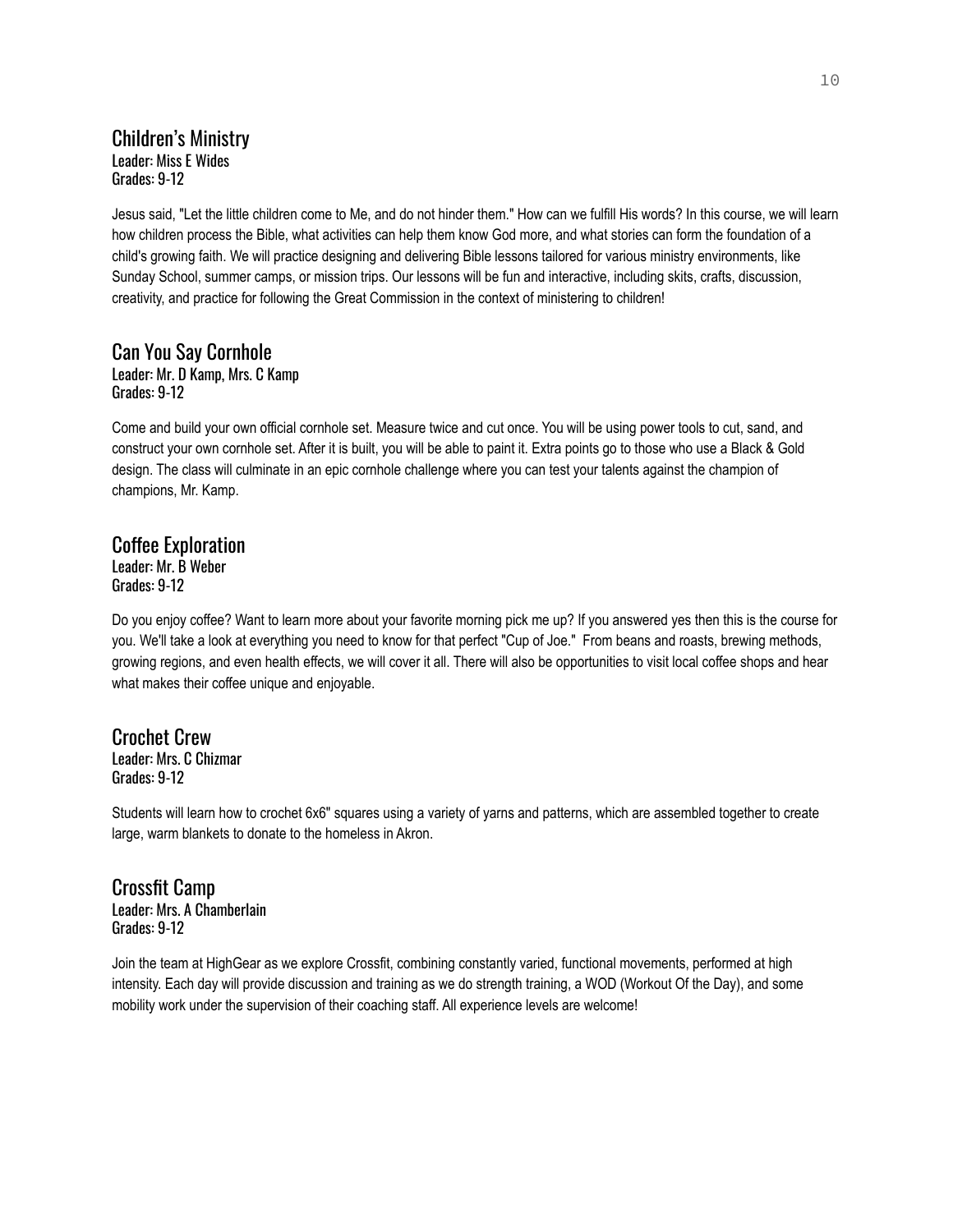## Children's Ministry
Leader: Miss E Wides
Grades: 9-12

Jesus said, "Let the little children come to Me, and do not hinder them." How can we fulfill His words? In this course, we will learn how children process the Bible, what activities can help them know God more, and what stories can form the foundation of a child's growing faith. We will practice designing and delivering Bible lessons tailored for various ministry environments, like Sunday School, summer camps, or mission trips. Our lessons will be fun and interactive, including skits, crafts, discussion, creativity, and practice for following the Great Commission in the context of ministering to children!

## Can You Say Cornhole
Leader: Mr. D Kamp, Mrs. C Kamp
Grades: 9-12

Come and build your own official cornhole set. Measure twice and cut once. You will be using power tools to cut, sand, and construct your own cornhole set. After it is built, you will be able to paint it. Extra points go to those who use a Black & Gold design. The class will culminate in an epic cornhole challenge where you can test your talents against the champion of champions, Mr. Kamp.

## Coffee Exploration
Leader: Mr. B Weber
Grades: 9-12

Do you enjoy coffee? Want to learn more about your favorite morning pick me up? If you answered yes then this is the course for you. We'll take a look at everything you need to know for that perfect "Cup of Joe." From beans and roasts, brewing methods, growing regions, and even health effects, we will cover it all. There will also be opportunities to visit local coffee shops and hear what makes their coffee unique and enjoyable.

## Crochet Crew
Leader: Mrs. C Chizmar
Grades: 9-12

Students will learn how to crochet 6x6" squares using a variety of yarns and patterns, which are assembled together to create large, warm blankets to donate to the homeless in Akron.

## Crossfit Camp
Leader: Mrs. A Chamberlain
Grades: 9-12

Join the team at HighGear as we explore Crossfit, combining constantly varied, functional movements, performed at high intensity. Each day will provide discussion and training as we do strength training, a WOD (Workout Of the Day), and some mobility work under the supervision of their coaching staff. All experience levels are welcome!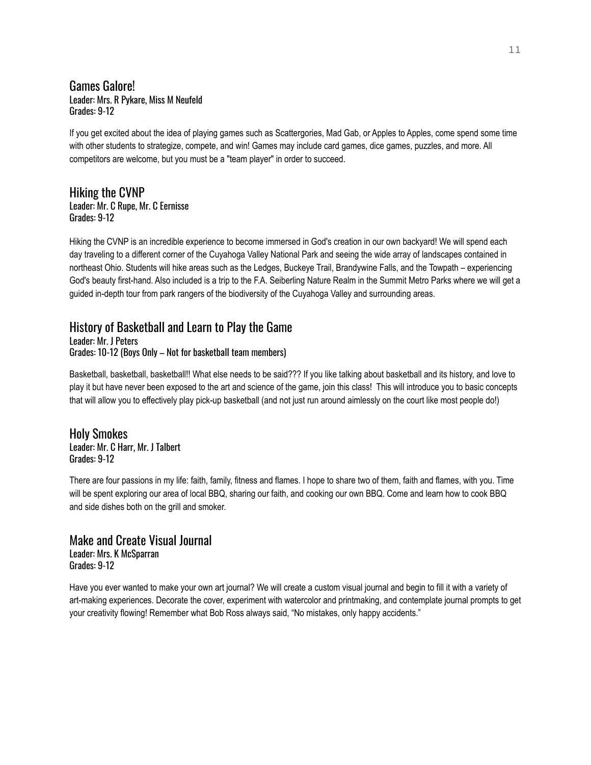## Games Galore!

Leader: Mrs. R Pykare, Miss M Neufeld
Grades: 9-12

If you get excited about the idea of playing games such as Scattergories, Mad Gab, or Apples to Apples, come spend some time with other students to strategize, compete, and win! Games may include card games, dice games, puzzles, and more. All competitors are welcome, but you must be a "team player" in order to succeed.

## Hiking the CVNP

Leader: Mr. C Rupe, Mr. C Eernisse
Grades: 9-12

Hiking the CVNP is an incredible experience to become immersed in God's creation in our own backyard! We will spend each day traveling to a different corner of the Cuyahoga Valley National Park and seeing the wide array of landscapes contained in northeast Ohio. Students will hike areas such as the Ledges, Buckeye Trail, Brandywine Falls, and the Towpath – experiencing God's beauty first-hand. Also included is a trip to the F.A. Seiberling Nature Realm in the Summit Metro Parks where we will get a guided in-depth tour from park rangers of the biodiversity of the Cuyahoga Valley and surrounding areas.

## History of Basketball and Learn to Play the Game

Leader: Mr. J Peters
Grades: 10-12 (Boys Only – Not for basketball team members)

Basketball, basketball, basketball!! What else needs to be said??? If you like talking about basketball and its history, and love to play it but have never been exposed to the art and science of the game, join this class! This will introduce you to basic concepts that will allow you to effectively play pick-up basketball (and not just run around aimlessly on the court like most people do!)

## Holy Smokes

Leader: Mr. C Harr, Mr. J Talbert
Grades: 9-12

There are four passions in my life: faith, family, fitness and flames. I hope to share two of them, faith and flames, with you. Time will be spent exploring our area of local BBQ, sharing our faith, and cooking our own BBQ. Come and learn how to cook BBQ and side dishes both on the grill and smoker.

## Make and Create Visual Journal

Leader: Mrs. K McSparran
Grades: 9-12

Have you ever wanted to make your own art journal? We will create a custom visual journal and begin to fill it with a variety of art-making experiences. Decorate the cover, experiment with watercolor and printmaking, and contemplate journal prompts to get your creativity flowing! Remember what Bob Ross always said, "No mistakes, only happy accidents."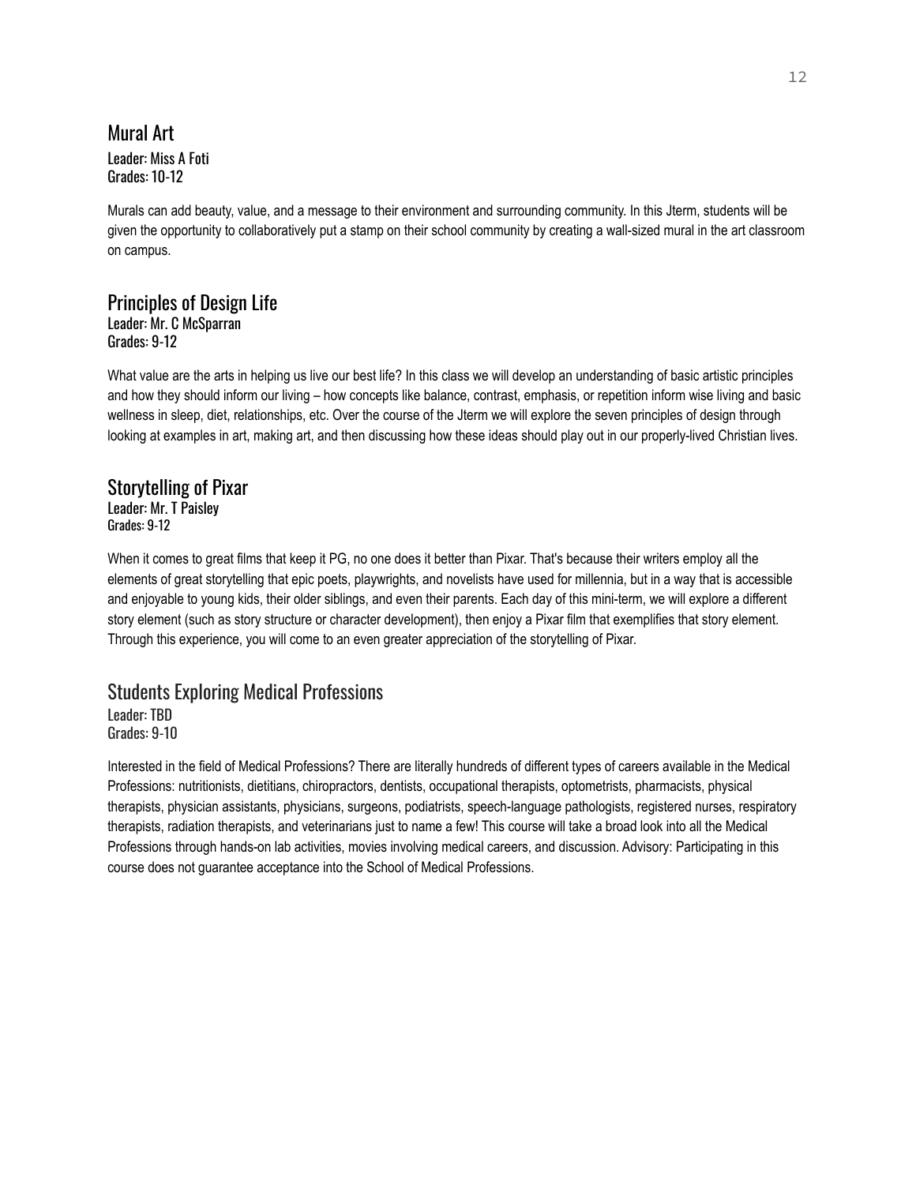## Mural Art

Leader: Miss A Foti
Grades: 10-12

Murals can add beauty, value, and a message to their environment and surrounding community. In this Jterm, students will be given the opportunity to collaboratively put a stamp on their school community by creating a wall-sized mural in the art classroom on campus.

## Principles of Design Life

Leader: Mr. C McSparran
Grades: 9-12

What value are the arts in helping us live our best life? In this class we will develop an understanding of basic artistic principles and how they should inform our living – how concepts like balance, contrast, emphasis, or repetition inform wise living and basic wellness in sleep, diet, relationships, etc. Over the course of the Jterm we will explore the seven principles of design through looking at examples in art, making art, and then discussing how these ideas should play out in our properly-lived Christian lives.

## Storytelling of Pixar

Leader: Mr. T Paisley
Grades: 9-12

When it comes to great films that keep it PG, no one does it better than Pixar. That's because their writers employ all the elements of great storytelling that epic poets, playwrights, and novelists have used for millennia, but in a way that is accessible and enjoyable to young kids, their older siblings, and even their parents. Each day of this mini-term, we will explore a different story element (such as story structure or character development), then enjoy a Pixar film that exemplifies that story element. Through this experience, you will come to an even greater appreciation of the storytelling of Pixar.

## Students Exploring Medical Professions

Leader: TBD
Grades: 9-10

Interested in the field of Medical Professions? There are literally hundreds of different types of careers available in the Medical Professions: nutritionists, dietitians, chiropractors, dentists, occupational therapists, optometrists, pharmacists, physical therapists, physician assistants, physicians, surgeons, podiatrists, speech-language pathologists, registered nurses, respiratory therapists, radiation therapists, and veterinarians just to name a few! This course will take a broad look into all the Medical Professions through hands-on lab activities, movies involving medical careers, and discussion. Advisory: Participating in this course does not guarantee acceptance into the School of Medical Professions.